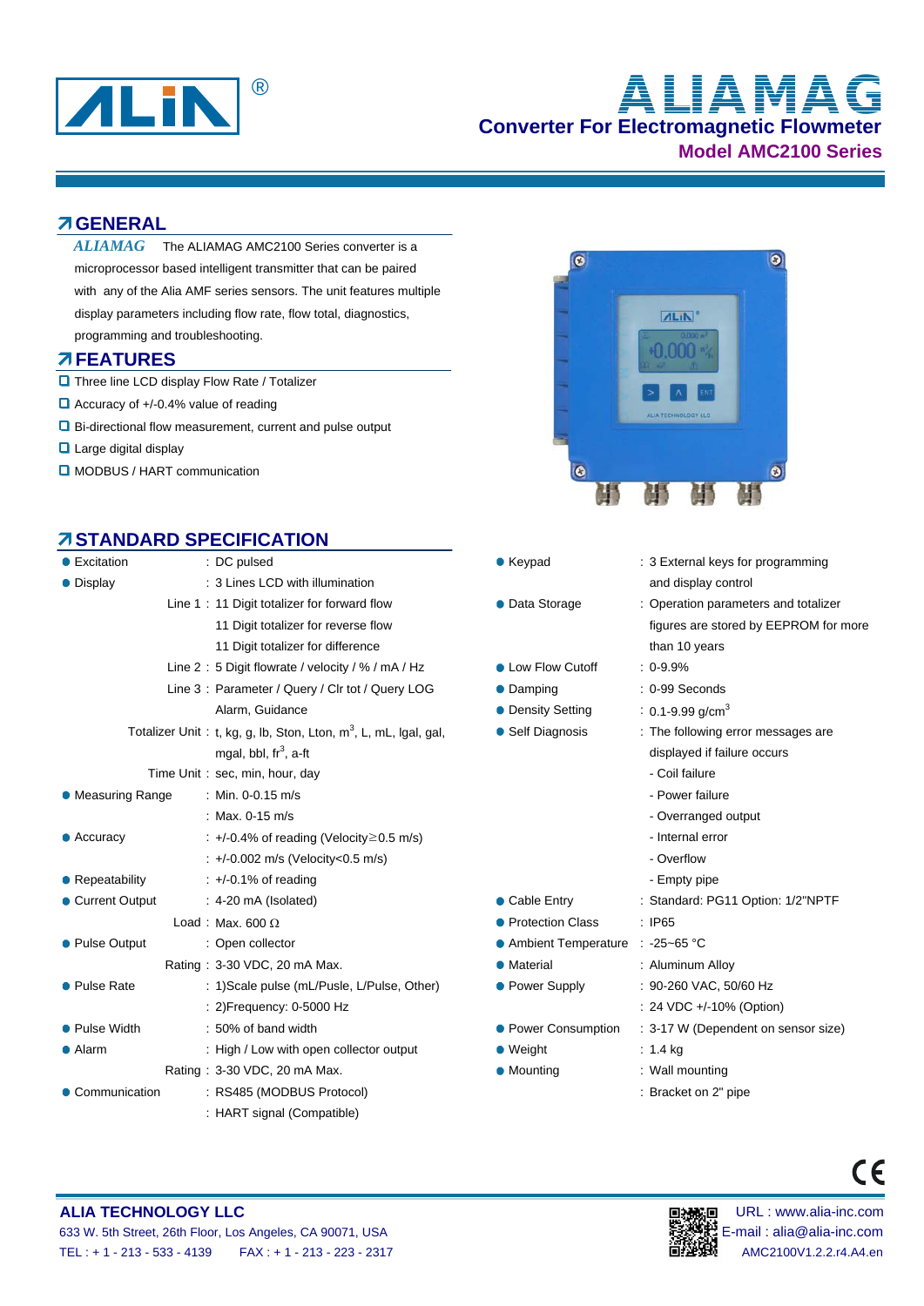# ALIAMAG

## Converter For Electromagnetic Flowmeter

### Model AMC2100 Series

## GENERAL

*ALIAMAG* The ALIAMAG AMC2100 Series converter is a microprocessor based intelligent transmitter that can be paired with any of the Alia AMF series sensors. The unit features multiple display parameters including flow rate, flow total, diagnostics, programming and troubleshooting.

## FEATURES

- Three line LCD display Flow Rate / Totalizer
- Accuracy of +/-0.4% value of reading
- Bi-directional flow measurement, current and pulse output
- Large digital display
- MODBUS / HART communication

## STANDARD SPECIFICATION

| Item | | Specification |
|---|---|---|
| Excitation | | : DC pulsed |
| Display | | : 3 Lines LCD with illumination |
| | Line 1 | : 11 Digit totalizer for forward flow |
| | | 11 Digit totalizer for reverse flow |
| | | 11 Digit totalizer for difference |
| | Line 2 | : 5 Digit flowrate / velocity / % / mA / Hz |
| | Line 3 | : Parameter / Query / Clr tot / Query LOG |
| | | Alarm, Guidance |
| | Totalizer Unit | : t, kg, g, lb, Ston, Lton, $m^3$, L, mL, Igal, gal, mgal, bbl, $ft^3$, a-ft |
| | Time Unit | : sec, min, hour, day |
| Measuring Range | | : Min. 0-0.15 m/s |
| | | : Max. 0-15 m/s |
| Accuracy | | : +/-0.4% of reading (Velocity≥0.5 m/s) |
| | | : +/-0.002 m/s (Velocity<0.5 m/s) |
| Repeatability | | : +/-0.1% of reading |
| Current Output | | : 4-20 mA (Isolated) |
| | Load | : Max. 600 Ω |
| Pulse Output | | : Open collector |
| | Rating | : 3-30 VDC, 20 mA Max. |
| Pulse Rate | | : 1)Scale pulse (mL/Pulse, L/Pulse, Other) |
| | | : 2)Frequency: 0-5000 Hz |
| Pulse Width | | : 50% of band width |
| Alarm | | : High / Low with open collector output |
| | Rating | : 3-30 VDC, 20 mA Max. |
| Communication | | : RS485 (MODBUS Protocol) |
| | | : HART signal (Compatible) |

| Item | Specification |
|---|---|
| Keypad | : 3 External keys for programming and display control |
| Data Storage | : Operation parameters and totalizer figures are stored by EEPROM for more than 10 years |
| Low Flow Cutoff | : 0-9.9% |
| Damping | : 0-99 Seconds |
| Density Setting | : 0.1-9.99 g/$cm^3$ |
| Self Diagnosis | : The following error messages are displayed if failure occurs |
| | - Coil failure |
| | - Power failure |
| | - Overranged output |
| | - Internal error |
| | - Overflow |
| | - Empty pipe |
| Cable Entry | : Standard: PG11 Option: 1/2"NPTF |
| Protection Class | : IP65 |
| Ambient Temperature | : -25~65 °C |
| Material | : Aluminum Alloy |
| Power Supply | : 90-260 VAC, 50/60 Hz |
| | : 24 VDC +/-10% (Option) |
| Power Consumption | : 3-17 W (Dependent on sensor size) |
| Weight | : 1.4 kg |
| Mounting | : Wall mounting |
| | : Bracket on 2" pipe |

**ALIA TECHNOLOGY LLC**
633 W. 5th Street, 26th Floor, Los Angeles, CA 90071, USA
TEL : + 1 - 213 - 533 - 4139 FAX : + 1 - 213 - 223 - 2317

URL : www.alia-inc.com
E-mail : alia@alia-inc.com
AMC2100V1.2.2.r4.A4.en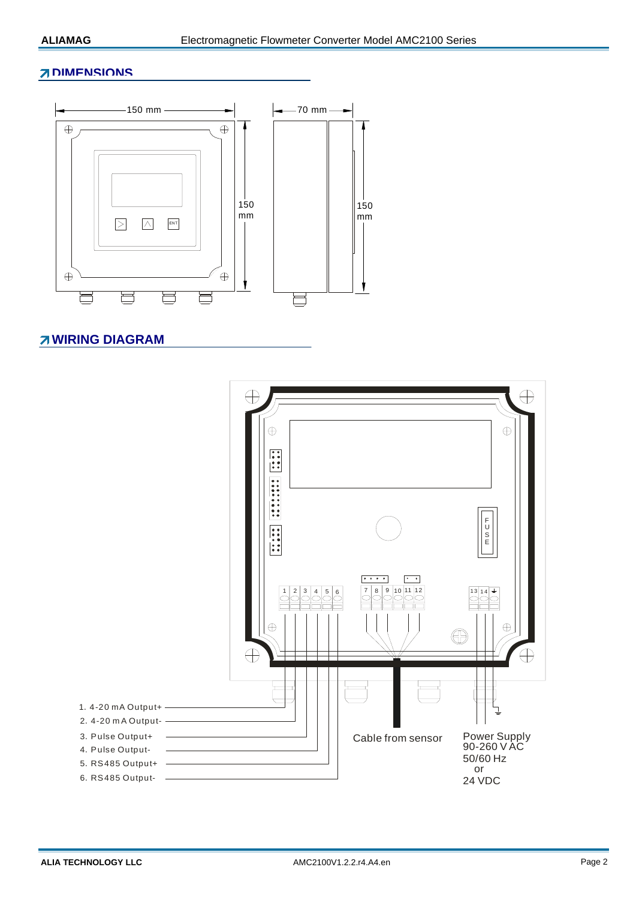## DIMENSIONS

150 mm

70 mm

150 mm

150 mm

## WIRING DIAGRAM

1. 4-20 mA Output+
2. 4-20 mA Output-
3. Pulse Output+
4. Pulse Output-
5. RS485 Output+
6. RS485 Output-

Cable from sensor

Power Supply
90-260 V AC
50/60 Hz
or
24 VDC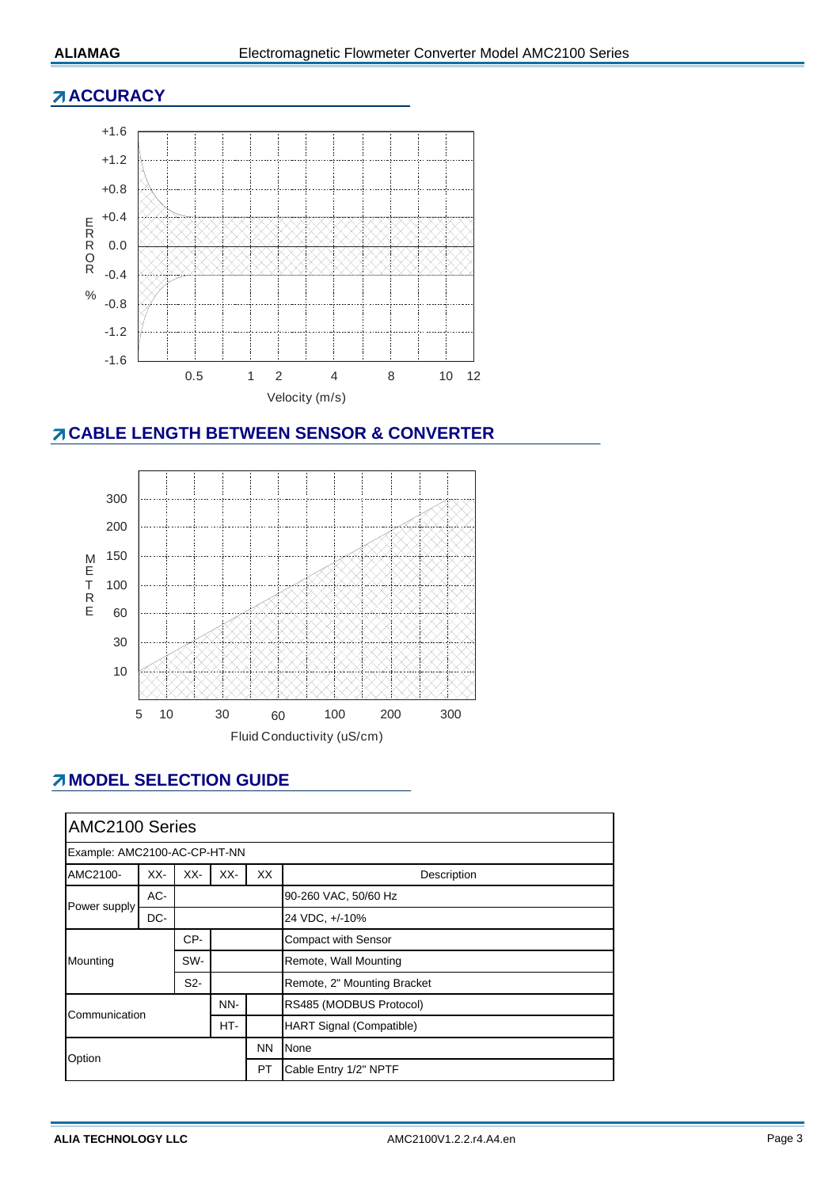## ACCURACY

+1.6
+1.2
+0.8
+0.4
0.0
-0.4
-0.8
-1.2
-1.6

ERROR %

0.5 1 2 4 8 10 12

Velocity (m/s)

## CABLE LENGTH BETWEEN SENSOR & CONVERTER

300
200
150
100
60
30
10

METRE

5 10 30 60 100 200 300

Fluid Conductivity (uS/cm)

## MODEL SELECTION GUIDE

| AMC2100 Series | | | | | |
|---|---|---|---|---|---|
| Example: AMC2100-AC-CP-HT-NN | | | | | |
| AMC2100- | XX- | XX- | XX- | XX | Description |
| Power supply | AC- | | | | 90-260 VAC, 50/60 Hz |
| | DC- | | | | 24 VDC, +/-10% |
| Mounting | | CP- | | | Compact with Sensor |
| | | SW- | | | Remote, Wall Mounting |
| | | S2- | | | Remote, 2" Mounting Bracket |
| Communication | | | NN- | | RS485 (MODBUS Protocol) |
| | | | HT- | | HART Signal (Compatible) |
| Option | | | | NN | None |
| | | | | PT | Cable Entry 1/2" NPTF |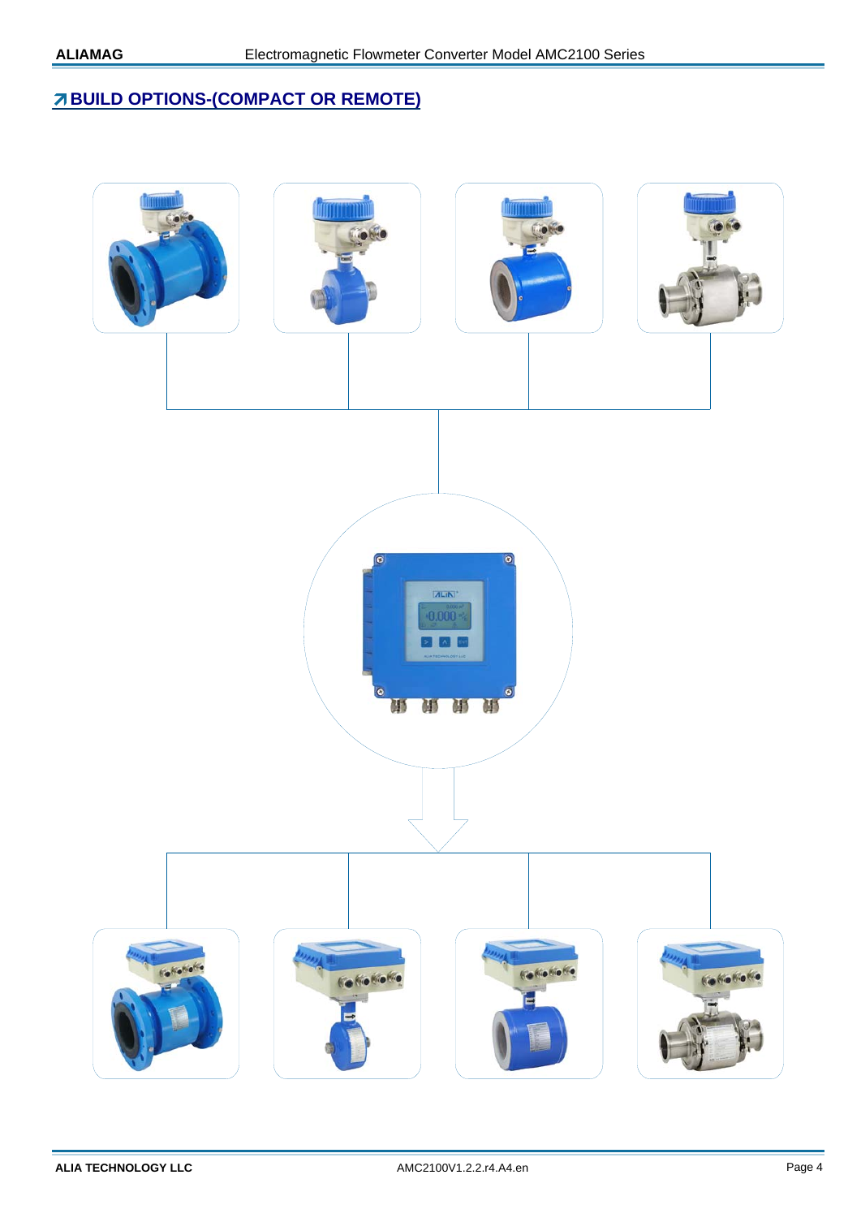## BUILD OPTIONS-(COMPACT OR REMOTE)